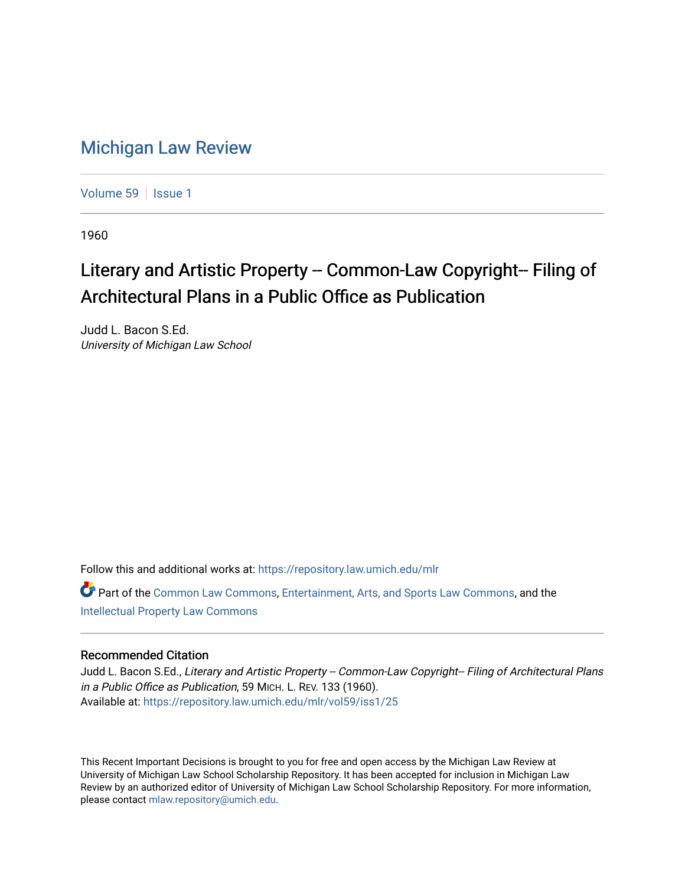# Michigan Law Review

Volume 59 | Issue 1

1960

## Literary and Artistic Property -- Common-Law Copyright-- Filing of Architectural Plans in a Public Office as Publication

Judd L. Bacon S.Ed.
*University of Michigan Law School*

Follow this and additional works at: https://repository.law.umich.edu/mlr

Part of the Common Law Commons, Entertainment, Arts, and Sports Law Commons, and the Intellectual Property Law Commons

### Recommended Citation

Judd L. Bacon S.Ed., *Literary and Artistic Property -- Common-Law Copyright-- Filing of Architectural Plans in a Public Office as Publication*, 59 MICH. L. REV. 133 (1960).
Available at: https://repository.law.umich.edu/mlr/vol59/iss1/25

This Recent Important Decisions is brought to you for free and open access by the Michigan Law Review at University of Michigan Law School Scholarship Repository. It has been accepted for inclusion in Michigan Law Review by an authorized editor of University of Michigan Law School Scholarship Repository. For more information, please contact mlaw.repository@umich.edu.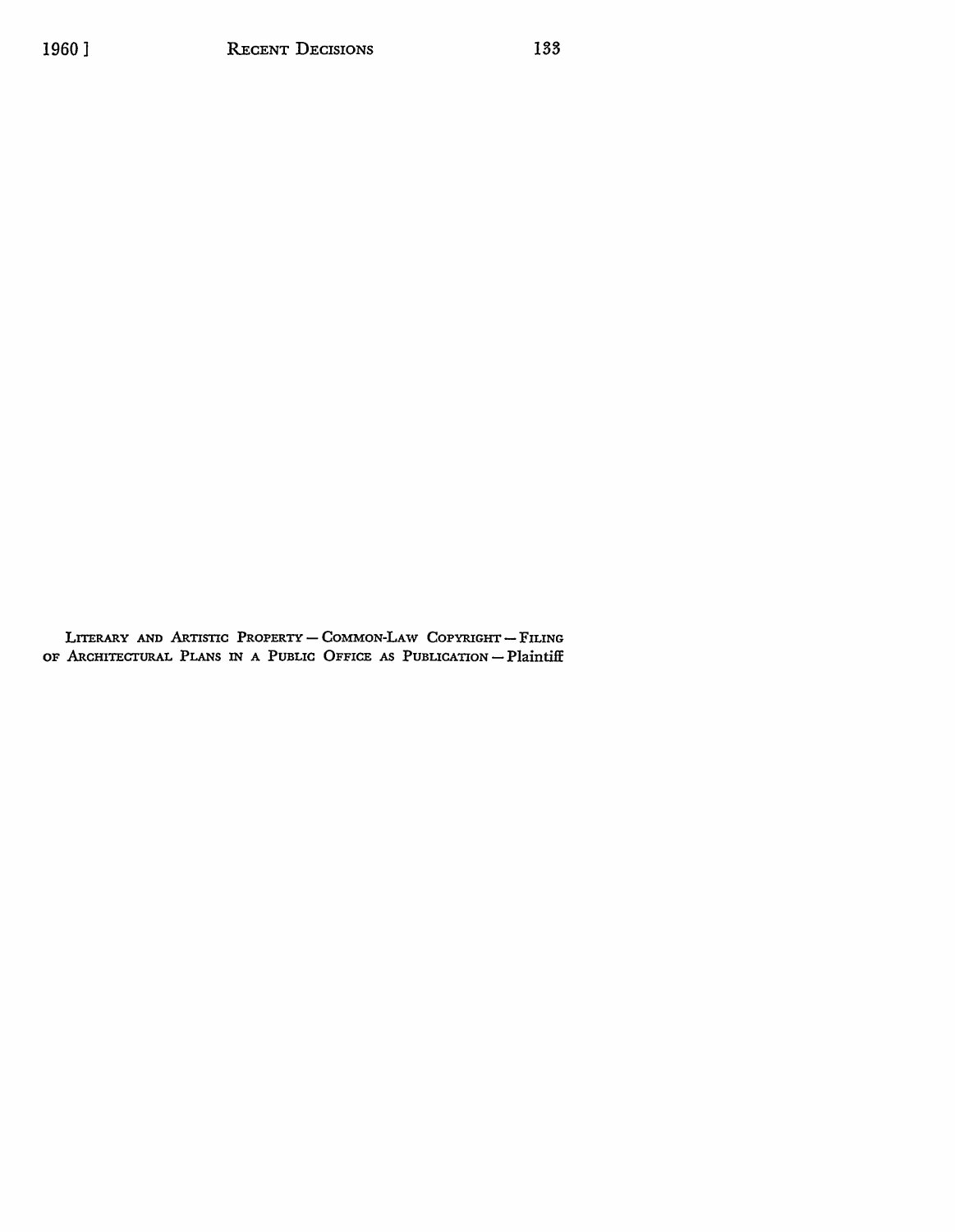LITERARY AND ARTISTIC PROPERTY — COMMON-LAW COPYRIGHT — FILING OF ARCHITECTURAL PLANS IN A PUBLIC OFFICE AS PUBLICATION — Plaintiff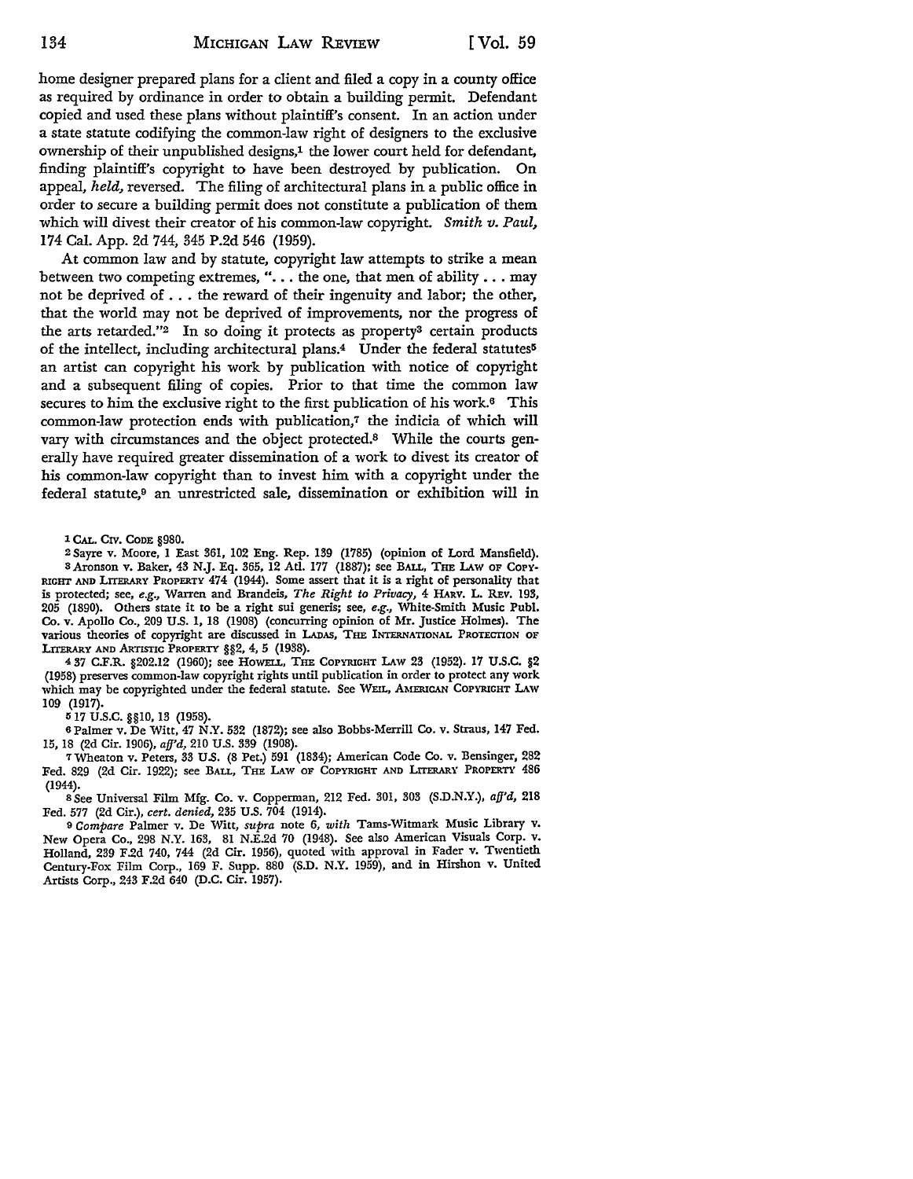home designer prepared plans for a client and filed a copy in a county office as required by ordinance in order to obtain a building permit. Defendant copied and used these plans without plaintiff's consent. In an action under a state statute codifying the common-law right of designers to the exclusive ownership of their unpublished designs,[1] the lower court held for defendant, finding plaintiff's copyright to have been destroyed by publication. On appeal, *held,* reversed. The filing of architectural plans in a public office in order to secure a building permit does not constitute a publication of them which will divest their creator of his common-law copyright. *Smith v. Paul,* 174 Cal. App. 2d 744, 345 P.2d 546 (1959).

At common law and by statute, copyright law attempts to strike a mean between two competing extremes, ". . . the one, that men of ability . . . may not be deprived of . . . the reward of their ingenuity and labor; the other, that the world may not be deprived of improvements, nor the progress of the arts retarded."[2] In so doing it protects as property[3] certain products of the intellect, including architectural plans.[4] Under the federal statutes[5] an artist can copyright his work by publication with notice of copyright and a subsequent filing of copies. Prior to that time the common law secures to him the exclusive right to the first publication of his work.[6] This common-law protection ends with publication,[7] the indicia of which will vary with circumstances and the object protected.[8] While the courts generally have required greater dissemination of a work to divest its creator of his common-law copyright than to invest him with a copyright under the federal statute,[9] an unrestricted sale, dissemination or exhibition will in

---

[1] CAL. CIV. CODE §980.

[2] Sayre v. Moore, 1 East 361, 102 Eng. Rep. 139 (1785) (opinion of Lord Mansfield).

[3] Aronson v. Baker, 43 N.J. Eq. 365, 12 Atl. 177 (1887); see BALL, THE LAW OF COPYRIGHT AND LITERARY PROPERTY 474 (1944). Some assert that it is a right of personality that is protected; see, *e.g.,* Warren and Brandeis, *The Right to Privacy,* 4 HARV. L. REV. 193, 205 (1890). Others state it to be a right sui generis; see, *e.g.,* White-Smith Music Publ. Co. v. Apollo Co., 209 U.S. 1, 18 (1908) (concurring opinion of Mr. Justice Holmes). The various theories of copyright are discussed in LADAS, THE INTERNATIONAL PROTECTION OF LITERARY AND ARTISTIC PROPERTY §§2, 4, 5 (1938).

[4] 37 C.F.R. §202.12 (1960); see HOWELL, THE COPYRIGHT LAW 23 (1952). 17 U.S.C. §2 (1958) preserves common-law copyright rights until publication in order to protect any work which may be copyrighted under the federal statute. See WEIL, AMERICAN COPYRIGHT LAW 109 (1917).

[5] 17 U.S.C. §§10, 13 (1958).

[6] Palmer v. De Witt, 47 N.Y. 532 (1872); see also Bobbs-Merrill Co. v. Straus, 147 Fed. 15, 18 (2d Cir. 1906), *aff'd,* 210 U.S. 339 (1908).

[7] Wheaton v. Peters, 33 U.S. (8 Pet.) 591 (1834); American Code Co. v. Bensinger, 282 Fed. 829 (2d Cir. 1922); see BALL, THE LAW OF COPYRIGHT AND LITERARY PROPERTY 486 (1944).

[8] See Universal Film Mfg. Co. v. Copperman, 212 Fed. 301, 303 (S.D.N.Y.), *aff'd,* 218 Fed. 577 (2d Cir.), *cert. denied,* 235 U.S. 704 (1914).

[9] *Compare* Palmer v. De Witt, *supra* note 6, *with* Tams-Witmark Music Library v. New Opera Co., 298 N.Y. 163, 81 N.E.2d 70 (1948). See also American Visuals Corp. v. Holland, 239 F.2d 740, 744 (2d Cir. 1956), quoted with approval in Fader v. Twentieth Century-Fox Film Corp., 169 F. Supp. 880 (S.D. N.Y. 1959), and in Hirshon v. United Artists Corp., 243 F.2d 640 (D.C. Cir. 1957).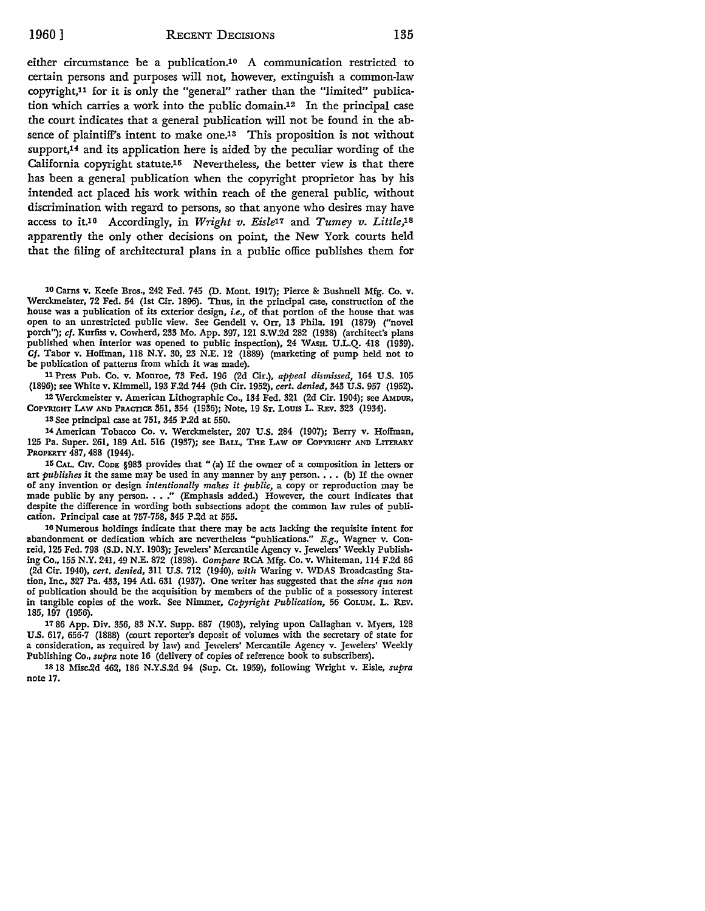either circumstance be a publication.[10] A communication restricted to certain persons and purposes will not, however, extinguish a common-law copyright,[11] for it is only the "general" rather than the "limited" publication which carries a work into the public domain.[12] In the principal case the court indicates that a general publication will not be found in the absence of plaintiff's intent to make one.[13] This proposition is not without support,[14] and its application here is aided by the peculiar wording of the California copyright statute.[15] Nevertheless, the better view is that there has been a general publication when the copyright proprietor has by his intended act placed his work within reach of the general public, without discrimination with regard to persons, so that anyone who desires may have access to it.[16] Accordingly, in *Wright v. Eisle*[17] and *Tumey v. Little*,[18] apparently the only other decisions on point, the New York courts held that the filing of architectural plans in a public office publishes them for

[10] Carns v. Keefe Bros., 242 Fed. 745 (D. Mont. 1917); Pierce & Bushnell Mfg. Co. v. Werckmeister, 72 Fed. 54 (1st Cir. 1896). Thus, in the principal case, construction of the house was a publication of its exterior design, *i.e.*, of that portion of the house that was open to an unrestricted public view. See Gendell v. Orr, 13 Phila. 191 (1879) ("novel porch"); *cf.* Kurfiss v. Cowherd, 233 Mo. App. 397, 121 S.W.2d 282 (1938) (architect's plans published when interior was opened to public inspection), 24 WASH. U.L.Q. 418 (1939). *Cf.* Tabor v. Hoffman, 118 N.Y. 30, 23 N.E. 12 (1889) (marketing of pump held not to be publication of patterns from which it was made).

[11] Press Pub. Co. v. Monroe, 73 Fed. 196 (2d Cir.), *appeal dismissed*, 164 U.S. 105 (1896); see White v. Kimmell, 193 F.2d 744 (9th Cir. 1952), *cert. denied*, 343 U.S. 957 (1952).

[12] Werckmeister v. American Lithographic Co., 134 Fed. 321 (2d Cir. 1904); see AMDUR, COPYRIGHT LAW AND PRACTICE 351, 354 (1936); Note, 19 ST. LOUIS L. REV. 323 (1934).

[13] See principal case at 751, 345 P.2d at 550.

[14] American Tobacco Co. v. Werckmeister, 207 U.S. 284 (1907); Berry v. Hoffman, 125 Pa. Super. 261, 189 Atl. 516 (1937); see BALL, THE LAW OF COPYRIGHT AND LITERARY PROPERTY 487, 488 (1944).

[15] CAL. CIV. CODE §983 provides that "(a) If the owner of a composition in letters or art *publishes* it the same may be used in any manner by any person. . . . (b) If the owner of any invention or design *intentionally makes it public*, a copy or reproduction may be made public by any person. . . ." (Emphasis added.) However, the court indicates that despite the difference in wording both subsections adopt the common law rules of publication. Principal case at 757-758, 345 P.2d at 555.

[16] Numerous holdings indicate that there may be acts lacking the requisite intent for abandonment or dedication which are nevertheless "publications." *E.g.*, Wagner v. Conreid, 125 Fed. 798 (S.D. N.Y. 1903); Jewelers' Mercantile Agency v. Jewelers' Weekly Publishing Co., 155 N.Y. 241, 49 N.E. 872 (1898). *Compare* RCA Mfg. Co. v. Whiteman, 114 F.2d 86 (2d Cir. 1940), *cert. denied*, 311 U.S. 712 (1940), *with* Waring v. WDAS Broadcasting Station, Inc., 327 Pa. 433, 194 Atl. 631 (1937). One writer has suggested that the *sine qua non* of publication should be the acquisition by members of the public of a possessory interest in tangible copies of the work. See Nimmer, *Copyright Publication*, 56 COLUM. L. REV. 185, 197 (1956).

[17] 86 App. Div. 356, 83 N.Y. Supp. 887 (1903), relying upon Callaghan v. Myers, 128 U.S. 617, 656-7 (1888) (court reporter's deposit of volumes with the secretary of state for a consideration, as required by law) and Jewelers' Mercantile Agency v. Jewelers' Weekly Publishing Co., *supra* note 16 (delivery of copies of reference book to subscribers).

[18] 18 Misc.2d 462, 186 N.Y.S.2d 94 (Sup. Ct. 1959), following Wright v. Eisle, *supra* note 17.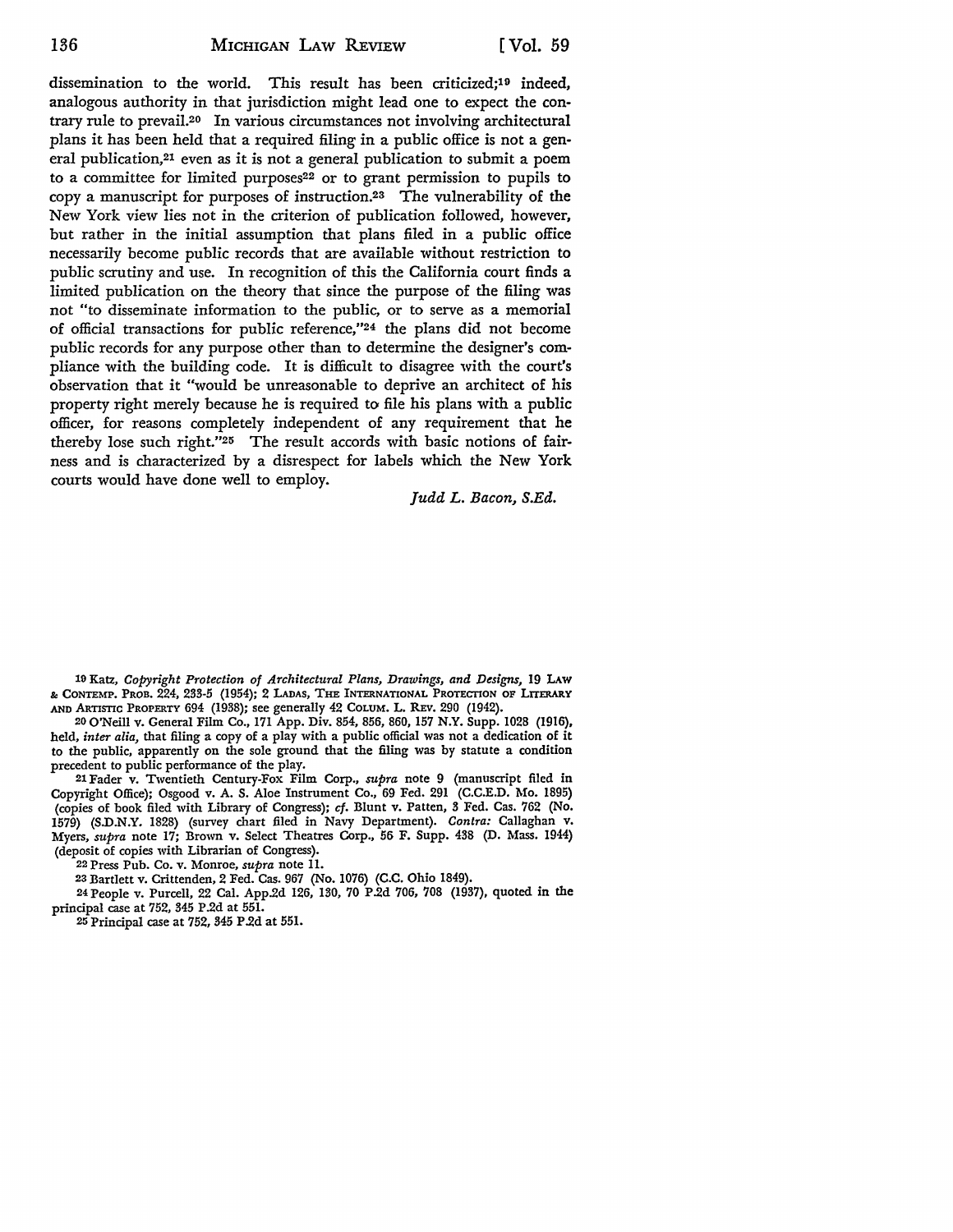dissemination to the world. This result has been criticized;[19] indeed, analogous authority in that jurisdiction might lead one to expect the contrary rule to prevail.[20] In various circumstances not involving architectural plans it has been held that a required filing in a public office is not a general publication,[21] even as it is not a general publication to submit a poem to a committee for limited purposes[22] or to grant permission to pupils to copy a manuscript for purposes of instruction.[23] The vulnerability of the New York view lies not in the criterion of publication followed, however, but rather in the initial assumption that plans filed in a public office necessarily become public records that are available without restriction to public scrutiny and use. In recognition of this the California court finds a limited publication on the theory that since the purpose of the filing was not "to disseminate information to the public, or to serve as a memorial of official transactions for public reference,"[24] the plans did not become public records for any purpose other than to determine the designer's compliance with the building code. It is difficult to disagree with the court's observation that it "would be unreasonable to deprive an architect of his property right merely because he is required to file his plans with a public officer, for reasons completely independent of any requirement that he thereby lose such right."[25] The result accords with basic notions of fairness and is characterized by a disrespect for labels which the New York courts would have done well to employ.

*Judd L. Bacon, S.Ed.*

---

[19] Katz, *Copyright Protection of Architectural Plans, Drawings, and Designs*, 19 LAW & CONTEMP. PROB. 224, 233-5 (1954); 2 LADAS, THE INTERNATIONAL PROTECTION OF LITERARY AND ARTISTIC PROPERTY 694 (1938); see generally 42 COLUM. L. REV. 290 (1942).

[20] O'Neill v. General Film Co., 171 App. Div. 854, 856, 860, 157 N.Y. Supp. 1028 (1916), held, *inter alia*, that filing a copy of a play with a public official was not a dedication of it to the public, apparently on the sole ground that the filing was by statute a condition precedent to public performance of the play.

[21] Fader v. Twentieth Century-Fox Film Corp., *supra* note 9 (manuscript filed in Copyright Office); Osgood v. A. S. Aloe Instrument Co., 69 Fed. 291 (C.C.E.D. Mo. 1895) (copies of book filed with Library of Congress); *cf.* Blunt v. Patten, 3 Fed. Cas. 762 (No. 1579) (S.D.N.Y. 1828) (survey chart filed in Navy Department). *Contra:* Callaghan v. Myers, *supra* note 17; Brown v. Select Theatres Corp., 56 F. Supp. 438 (D. Mass. 1944) (deposit of copies with Librarian of Congress).

[22] Press Pub. Co. v. Monroe, *supra* note 11.

[23] Bartlett v. Crittenden, 2 Fed. Cas. 967 (No. 1076) (C.C. Ohio 1849).

[24] People v. Purcell, 22 Cal. App.2d 126, 130, 70 P.2d 706, 708 (1937), quoted in the principal case at 752, 345 P.2d at 551.

[25] Principal case at 752, 345 P.2d at 551.